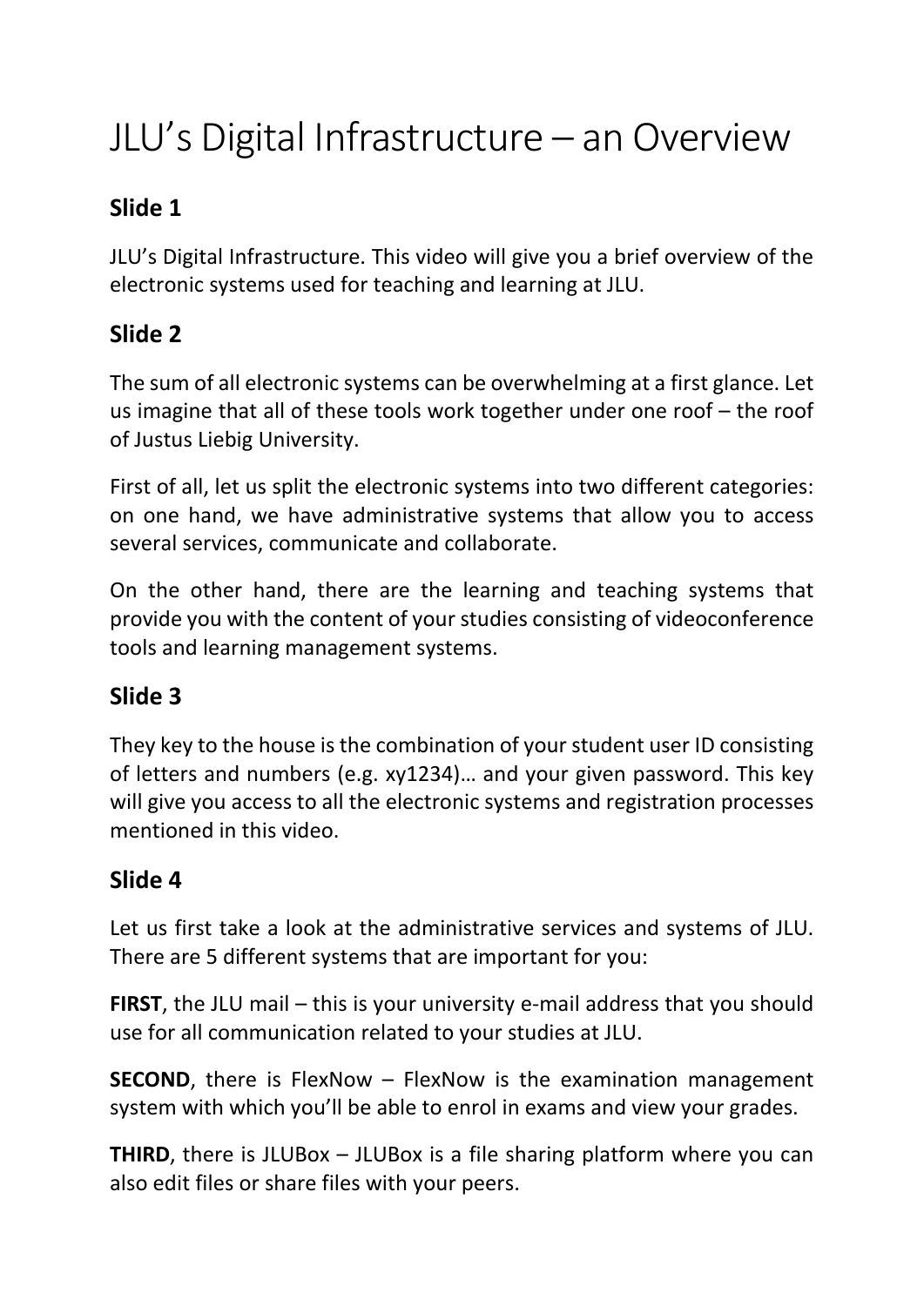# JLU's Digital Infrastructure – an Overview

## Slide 1

JLU's Digital Infrastructure. This video will give you a brief overview of the electronic systems used for teaching and learning at JLU.

## Slide 2

The sum of all electronic systems can be overwhelming at a first glance. Let us imagine that all of these tools work together under one roof – the roof of Justus Liebig University.

First of all, let us split the electronic systems into two different categories: on one hand, we have administrative systems that allow you to access several services, communicate and collaborate.

On the other hand, there are the learning and teaching systems that provide you with the content of your studies consisting of videoconference tools and learning management systems.

## Slide 3

They key to the house is the combination of your student user ID consisting of letters and numbers (e.g. xy1234)… and your given password. This key will give you access to all the electronic systems and registration processes mentioned in this video.

## Slide 4

Let us first take a look at the administrative services and systems of JLU. There are 5 different systems that are important for you:

**FIRST**, the JLU mail – this is your university e-mail address that you should use for all communication related to your studies at JLU.

**SECOND**, there is FlexNow – FlexNow is the examination management system with which you'll be able to enrol in exams and view your grades.

**THIRD**, there is JLUBox – JLUBox is a file sharing platform where you can also edit files or share files with your peers.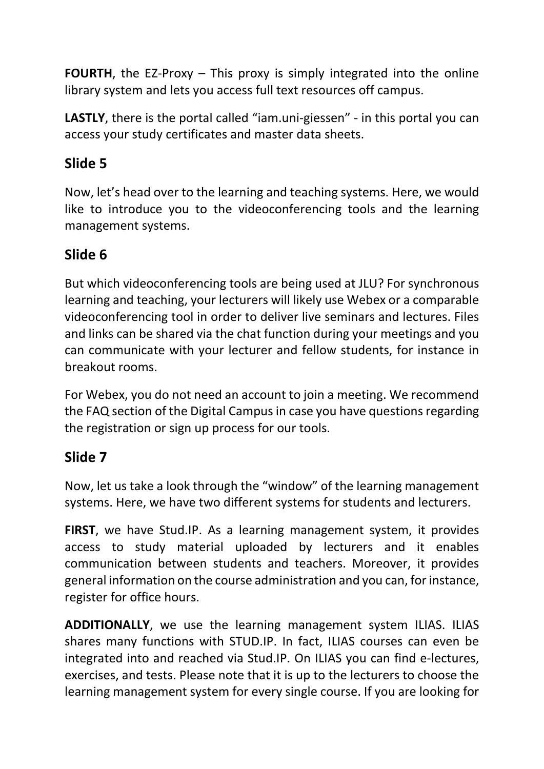**FOURTH**, the EZ-Proxy – This proxy is simply integrated into the online library system and lets you access full text resources off campus.

**LASTLY**, there is the portal called “iam.uni-giessen” - in this portal you can access your study certificates and master data sheets.

## Slide 5

Now, let’s head over to the learning and teaching systems. Here, we would like to introduce you to the videoconferencing tools and the learning management systems.

## Slide 6

But which videoconferencing tools are being used at JLU? For synchronous learning and teaching, your lecturers will likely use Webex or a comparable videoconferencing tool in order to deliver live seminars and lectures. Files and links can be shared via the chat function during your meetings and you can communicate with your lecturer and fellow students, for instance in breakout rooms.

For Webex, you do not need an account to join a meeting. We recommend the FAQ section of the Digital Campus in case you have questions regarding the registration or sign up process for our tools.

## Slide 7

Now, let us take a look through the “window” of the learning management systems. Here, we have two different systems for students and lecturers.

**FIRST**, we have Stud.IP. As a learning management system, it provides access to study material uploaded by lecturers and it enables communication between students and teachers. Moreover, it provides general information on the course administration and you can, for instance, register for office hours.

**ADDITIONALLY**, we use the learning management system ILIAS. ILIAS shares many functions with STUD.IP. In fact, ILIAS courses can even be integrated into and reached via Stud.IP. On ILIAS you can find e-lectures, exercises, and tests. Please note that it is up to the lecturers to choose the learning management system for every single course. If you are looking for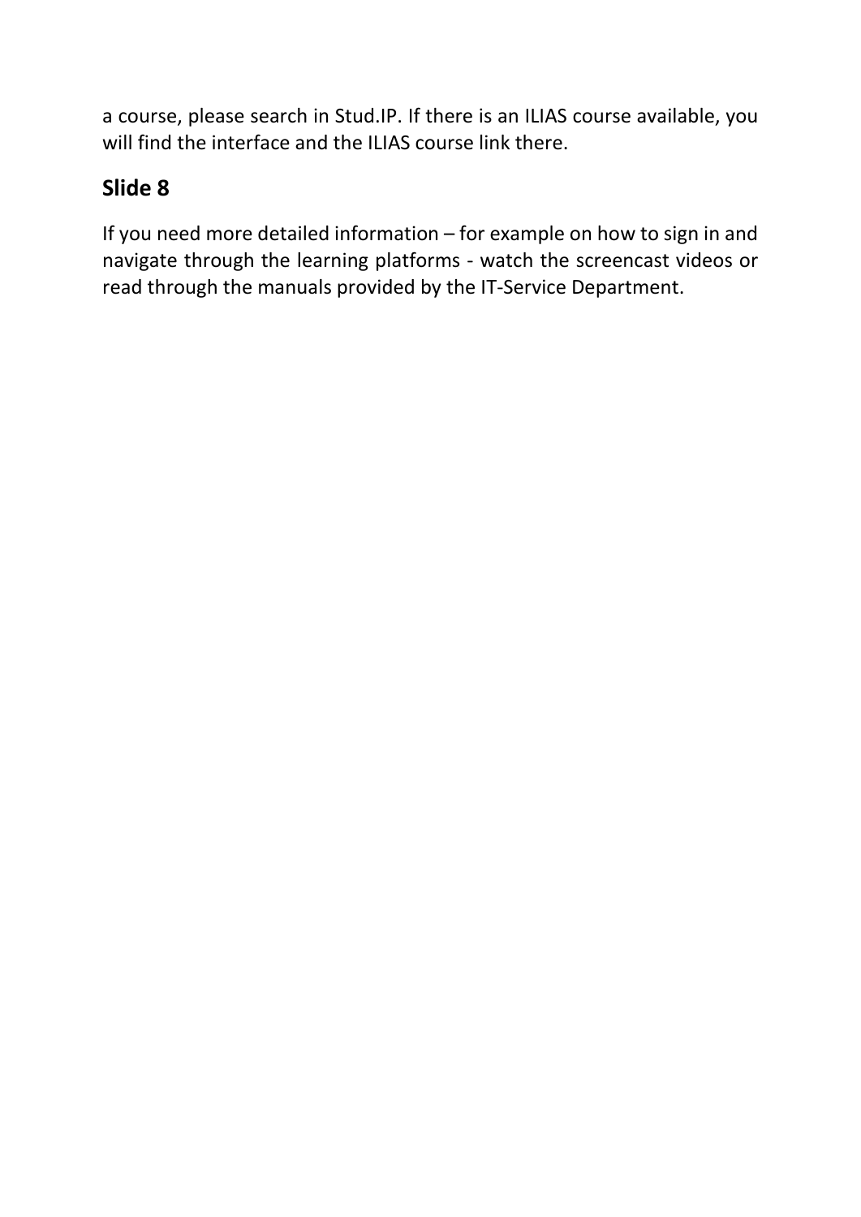a course, please search in Stud.IP. If there is an ILIAS course available, you will find the interface and the ILIAS course link there.

## Slide 8

If you need more detailed information – for example on how to sign in and navigate through the learning platforms - watch the screencast videos or read through the manuals provided by the IT-Service Department.